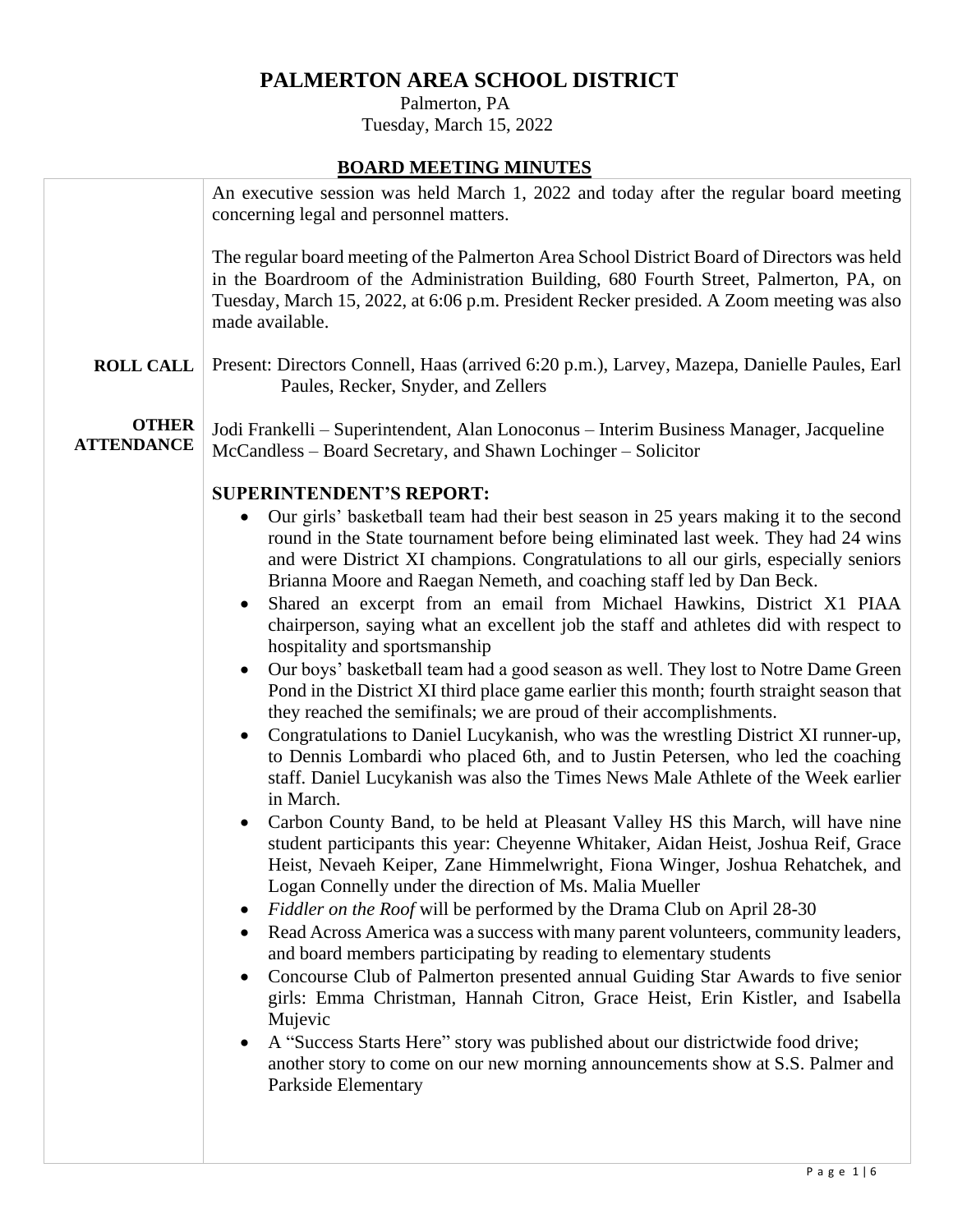# PALMERTON AREA SCHOOL DISTRICT

Palmerton, PA
Tuesday, March 15, 2022

## BOARD MEETING MINUTES

An executive session was held March 1, 2022 and today after the regular board meeting concerning legal and personnel matters.

The regular board meeting of the Palmerton Area School District Board of Directors was held in the Boardroom of the Administration Building, 680 Fourth Street, Palmerton, PA, on Tuesday, March 15, 2022, at 6:06 p.m. President Recker presided. A Zoom meeting was also made available.

**ROLL CALL**

Present: Directors Connell, Haas (arrived 6:20 p.m.), Larvey, Mazepa, Danielle Paules, Earl Paules, Recker, Snyder, and Zellers

**OTHER ATTENDANCE**

Jodi Frankelli – Superintendent, Alan Lonoconus – Interim Business Manager, Jacqueline McCandless – Board Secretary, and Shawn Lochinger – Solicitor

**SUPERINTENDENT'S REPORT:**

- Our girls' basketball team had their best season in 25 years making it to the second round in the State tournament before being eliminated last week. They had 24 wins and were District XI champions. Congratulations to all our girls, especially seniors Brianna Moore and Raegan Nemeth, and coaching staff led by Dan Beck.
- Shared an excerpt from an email from Michael Hawkins, District X1 PIAA chairperson, saying what an excellent job the staff and athletes did with respect to hospitality and sportsmanship
- Our boys' basketball team had a good season as well. They lost to Notre Dame Green Pond in the District XI third place game earlier this month; fourth straight season that they reached the semifinals; we are proud of their accomplishments.
- Congratulations to Daniel Lucykanish, who was the wrestling District XI runner-up, to Dennis Lombardi who placed 6th, and to Justin Petersen, who led the coaching staff. Daniel Lucykanish was also the Times News Male Athlete of the Week earlier in March.
- Carbon County Band, to be held at Pleasant Valley HS this March, will have nine student participants this year: Cheyenne Whitaker, Aidan Heist, Joshua Reif, Grace Heist, Nevaeh Keiper, Zane Himmelwright, Fiona Winger, Joshua Rehatchek, and Logan Connelly under the direction of Ms. Malia Mueller
- *Fiddler on the Roof* will be performed by the Drama Club on April 28-30
- Read Across America was a success with many parent volunteers, community leaders, and board members participating by reading to elementary students
- Concourse Club of Palmerton presented annual Guiding Star Awards to five senior girls: Emma Christman, Hannah Citron, Grace Heist, Erin Kistler, and Isabella Mujevic
- A "Success Starts Here" story was published about our districtwide food drive; another story to come on our new morning announcements show at S.S. Palmer and Parkside Elementary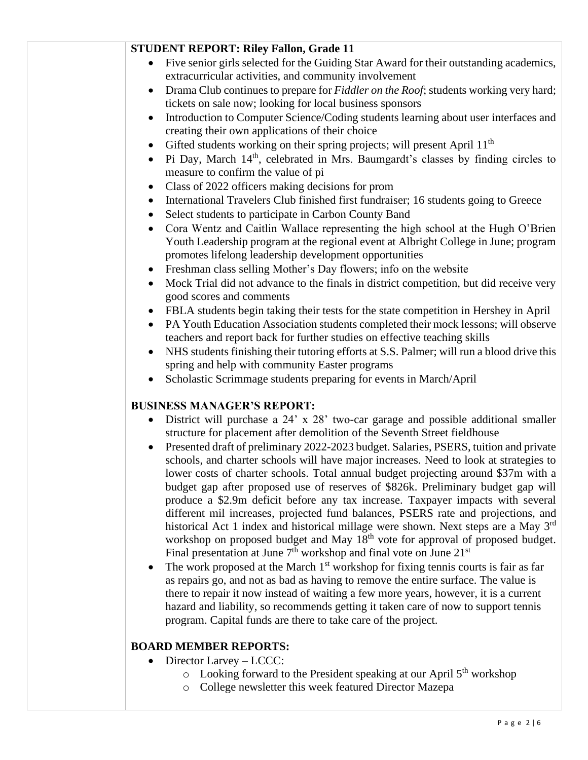**STUDENT REPORT: Riley Fallon, Grade 11**

- Five senior girls selected for the Guiding Star Award for their outstanding academics, extracurricular activities, and community involvement
- Drama Club continues to prepare for *Fiddler on the Roof*; students working very hard; tickets on sale now; looking for local business sponsors
- Introduction to Computer Science/Coding students learning about user interfaces and creating their own applications of their choice
- Gifted students working on their spring projects; will present April 11th
- Pi Day, March 14th, celebrated in Mrs. Baumgardt's classes by finding circles to measure to confirm the value of pi
- Class of 2022 officers making decisions for prom
- International Travelers Club finished first fundraiser; 16 students going to Greece
- Select students to participate in Carbon County Band
- Cora Wentz and Caitlin Wallace representing the high school at the Hugh O'Brien Youth Leadership program at the regional event at Albright College in June; program promotes lifelong leadership development opportunities
- Freshman class selling Mother's Day flowers; info on the website
- Mock Trial did not advance to the finals in district competition, but did receive very good scores and comments
- FBLA students begin taking their tests for the state competition in Hershey in April
- PA Youth Education Association students completed their mock lessons; will observe teachers and report back for further studies on effective teaching skills
- NHS students finishing their tutoring efforts at S.S. Palmer; will run a blood drive this spring and help with community Easter programs
- Scholastic Scrimmage students preparing for events in March/April

**BUSINESS MANAGER'S REPORT:**

- District will purchase a 24' x 28' two-car garage and possible additional smaller structure for placement after demolition of the Seventh Street fieldhouse
- Presented draft of preliminary 2022-2023 budget. Salaries, PSERS, tuition and private schools, and charter schools will have major increases. Need to look at strategies to lower costs of charter schools. Total annual budget projecting around $37m with a budget gap after proposed use of reserves of $826k. Preliminary budget gap will produce a $2.9m deficit before any tax increase. Taxpayer impacts with several different mil increases, projected fund balances, PSERS rate and projections, and historical Act 1 index and historical millage were shown. Next steps are a May 3rd workshop on proposed budget and May 18th vote for approval of proposed budget. Final presentation at June 7th workshop and final vote on June 21st
- The work proposed at the March 1st workshop for fixing tennis courts is fair as far as repairs go, and not as bad as having to remove the entire surface. The value is there to repair it now instead of waiting a few more years, however, it is a current hazard and liability, so recommends getting it taken care of now to support tennis program. Capital funds are there to take care of the project.

**BOARD MEMBER REPORTS:**

- Director Larvey – LCCC:
  - Looking forward to the President speaking at our April 5th workshop
  - College newsletter this week featured Director Mazepa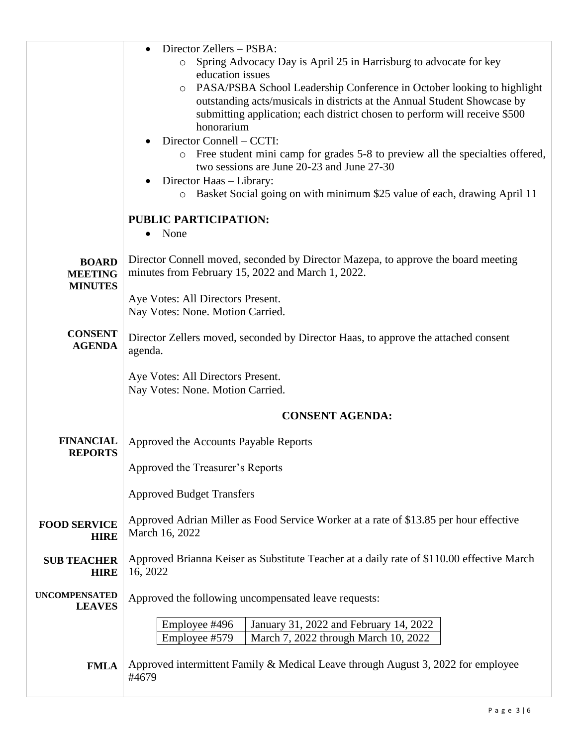- Director Zellers – PSBA:
  - Spring Advocacy Day is April 25 in Harrisburg to advocate for key education issues
  - PASA/PSBA School Leadership Conference in October looking to highlight outstanding acts/musicals in districts at the Annual Student Showcase by submitting application; each district chosen to perform will receive $500 honorarium
- Director Connell – CCTI:
  - Free student mini camp for grades 5-8 to preview all the specialties offered, two sessions are June 20-23 and June 27-30
- Director Haas – Library:
  - Basket Social going on with minimum $25 value of each, drawing April 11

**PUBLIC PARTICIPATION:**

- None

**BOARD MEETING MINUTES**

Director Connell moved, seconded by Director Mazepa, to approve the board meeting minutes from February 15, 2022 and March 1, 2022.

Aye Votes: All Directors Present.
Nay Votes: None. Motion Carried.

**CONSENT AGENDA**

Director Zellers moved, seconded by Director Haas, to approve the attached consent agenda.

Aye Votes: All Directors Present.
Nay Votes: None. Motion Carried.

**CONSENT AGENDA:**

**FINANCIAL REPORTS**

Approved the Accounts Payable Reports

Approved the Treasurer's Reports

Approved Budget Transfers

**FOOD SERVICE HIRE**

Approved Adrian Miller as Food Service Worker at a rate of $13.85 per hour effective March 16, 2022

**SUB TEACHER HIRE**

Approved Brianna Keiser as Substitute Teacher at a daily rate of $110.00 effective March 16, 2022

**UNCOMPENSATED LEAVES**

Approved the following uncompensated leave requests:

| | |
|---|---|
| Employee #496 | January 31, 2022 and February 14, 2022 |
| Employee #579 | March 7, 2022 through March 10, 2022 |

**FMLA**

Approved intermittent Family & Medical Leave through August 3, 2022 for employee #4679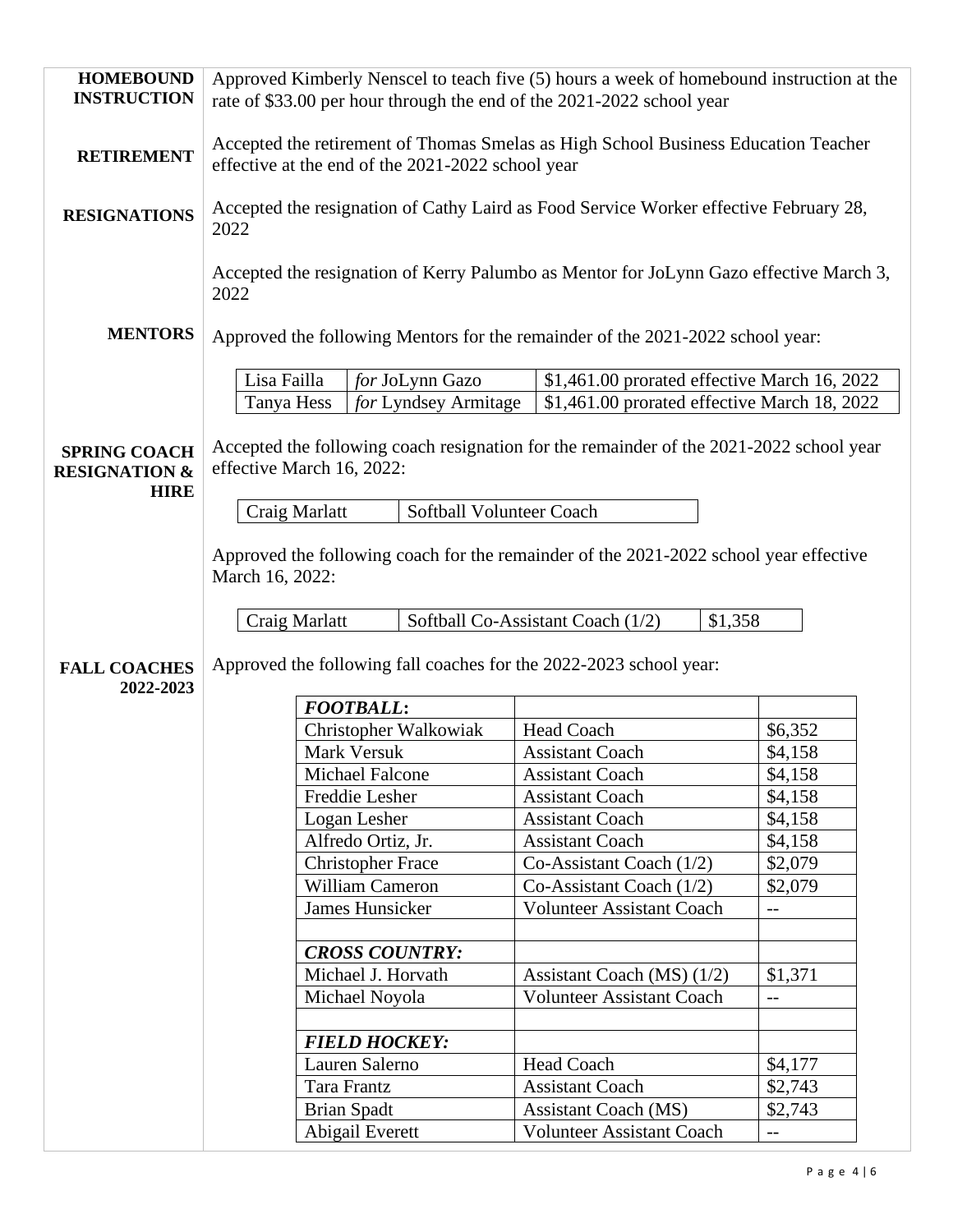**HOMEBOUND INSTRUCTION**

Approved Kimberly Nenscel to teach five (5) hours a week of homebound instruction at the rate of $33.00 per hour through the end of the 2021-2022 school year

**RETIREMENT**

Accepted the retirement of Thomas Smelas as High School Business Education Teacher effective at the end of the 2021-2022 school year

**RESIGNATIONS**

Accepted the resignation of Cathy Laird as Food Service Worker effective February 28, 2022

Accepted the resignation of Kerry Palumbo as Mentor for JoLynn Gazo effective March 3, 2022

**MENTORS**

Approved the following Mentors for the remainder of the 2021-2022 school year:

| | | |
|---|---|---|
| Lisa Failla | *for* JoLynn Gazo | $1,461.00 prorated effective March 16, 2022 |
| Tanya Hess | *for* Lyndsey Armitage | $1,461.00 prorated effective March 18, 2022 |

**SPRING COACH RESIGNATION & HIRE**

Accepted the following coach resignation for the remainder of the 2021-2022 school year effective March 16, 2022:

| | |
|---|---|
| Craig Marlatt | Softball Volunteer Coach |

Approved the following coach for the remainder of the 2021-2022 school year effective March 16, 2022:

| | | |
|---|---|---|
| Craig Marlatt | Softball Co-Assistant Coach (1/2) | $1,358 |

**FALL COACHES 2022-2023**

Approved the following fall coaches for the 2022-2023 school year:

| | | |
|---|---|---|
| ***FOOTBALL:*** | | |
| Christopher Walkowiak | Head Coach | $6,352 |
| Mark Versuk | Assistant Coach | $4,158 |
| Michael Falcone | Assistant Coach | $4,158 |
| Freddie Lesher | Assistant Coach | $4,158 |
| Logan Lesher | Assistant Coach | $4,158 |
| Alfredo Ortiz, Jr. | Assistant Coach | $4,158 |
| Christopher Frace | Co-Assistant Coach (1/2) | $2,079 |
| William Cameron | Co-Assistant Coach (1/2) | $2,079 |
| James Hunsicker | Volunteer Assistant Coach | -- |
| | | |
| ***CROSS COUNTRY:*** | | |
| Michael J. Horvath | Assistant Coach (MS) (1/2) | $1,371 |
| Michael Noyola | Volunteer Assistant Coach | -- |
| | | |
| ***FIELD HOCKEY:*** | | |
| Lauren Salerno | Head Coach | $4,177 |
| Tara Frantz | Assistant Coach | $2,743 |
| Brian Spadt | Assistant Coach (MS) | $2,743 |
| Abigail Everett | Volunteer Assistant Coach | -- |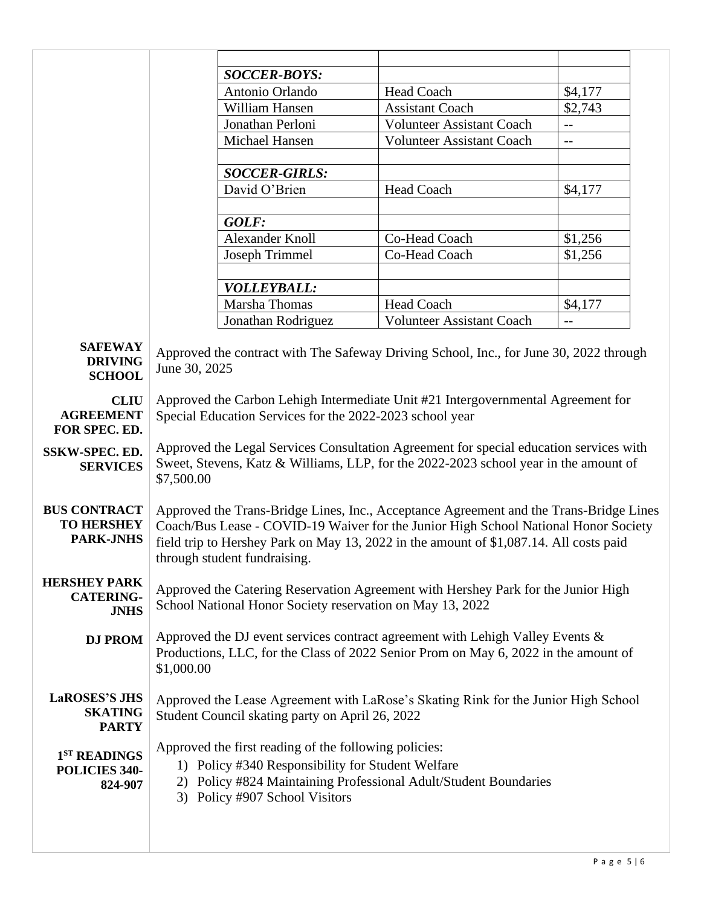| | | |
|---|---|---|
| ***SOCCER-BOYS:*** | | |
| Antonio Orlando | Head Coach | $4,177 |
| William Hansen | Assistant Coach | $2,743 |
| Jonathan Perloni | Volunteer Assistant Coach | -- |
| Michael Hansen | Volunteer Assistant Coach | -- |
| | | |
| ***SOCCER-GIRLS:*** | | |
| David O'Brien | Head Coach | $4,177 |
| | | |
| ***GOLF:*** | | |
| Alexander Knoll | Co-Head Coach | $1,256 |
| Joseph Trimmel | Co-Head Coach | $1,256 |
| | | |
| ***VOLLEYBALL:*** | | |
| Marsha Thomas | Head Coach | $4,177 |
| Jonathan Rodriguez | Volunteer Assistant Coach | -- |

**SAFEWAY DRIVING SCHOOL**

Approved the contract with The Safeway Driving School, Inc., for June 30, 2022 through June 30, 2025

**CLIU AGREEMENT FOR SPEC. ED.**

Approved the Carbon Lehigh Intermediate Unit #21 Intergovernmental Agreement for Special Education Services for the 2022-2023 school year

**SSKW-SPEC. ED. SERVICES**

Approved the Legal Services Consultation Agreement for special education services with Sweet, Stevens, Katz & Williams, LLP, for the 2022-2023 school year in the amount of $7,500.00

**BUS CONTRACT TO HERSHEY PARK-JNHS**

Approved the Trans-Bridge Lines, Inc., Acceptance Agreement and the Trans-Bridge Lines Coach/Bus Lease - COVID-19 Waiver for the Junior High School National Honor Society field trip to Hershey Park on May 13, 2022 in the amount of $1,087.14. All costs paid through student fundraising.

**HERSHEY PARK CATERING-JNHS**

Approved the Catering Reservation Agreement with Hershey Park for the Junior High School National Honor Society reservation on May 13, 2022

**DJ PROM**

Approved the DJ event services contract agreement with Lehigh Valley Events & Productions, LLC, for the Class of 2022 Senior Prom on May 6, 2022 in the amount of $1,000.00

**LaROSES'S JHS SKATING PARTY**

Approved the Lease Agreement with LaRose's Skating Rink for the Junior High School Student Council skating party on April 26, 2022

**1ST READINGS POLICIES 340-824-907**

Approved the first reading of the following policies:

1) Policy #340 Responsibility for Student Welfare
2) Policy #824 Maintaining Professional Adult/Student Boundaries
3) Policy #907 School Visitors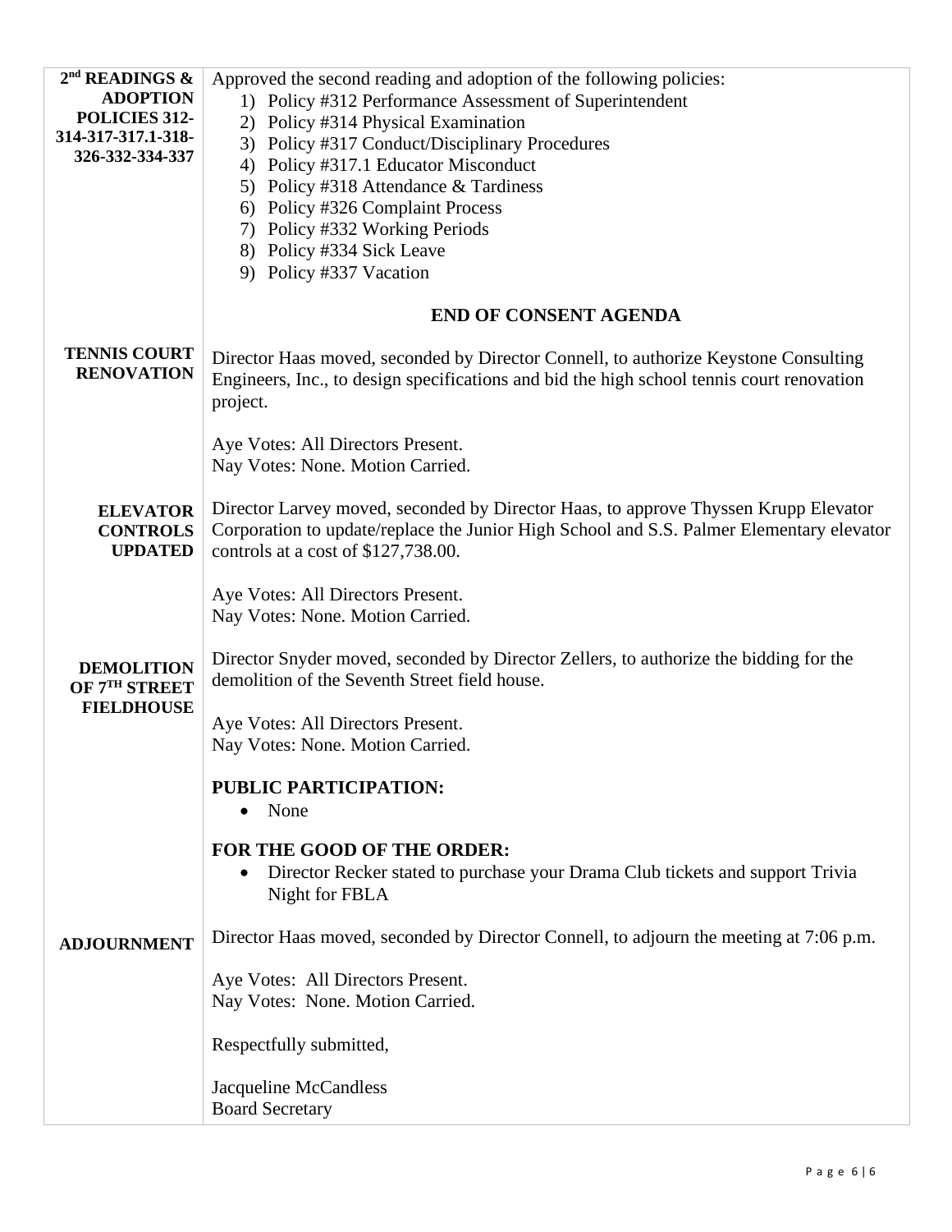| | |
|---|---|
| **2nd READINGS & ADOPTION POLICIES 312-314-317-317.1-318-326-332-334-337** | Approved the second reading and adoption of the following policies:<br>1) Policy #312 Performance Assessment of Superintendent<br>2) Policy #314 Physical Examination<br>3) Policy #317 Conduct/Disciplinary Procedures<br>4) Policy #317.1 Educator Misconduct<br>5) Policy #318 Attendance & Tardiness<br>6) Policy #326 Complaint Process<br>7) Policy #332 Working Periods<br>8) Policy #334 Sick Leave<br>9) Policy #337 Vacation<br><br>**END OF CONSENT AGENDA** |
| **TENNIS COURT RENOVATION** | Director Haas moved, seconded by Director Connell, to authorize Keystone Consulting Engineers, Inc., to design specifications and bid the high school tennis court renovation project.<br><br>Aye Votes: All Directors Present.<br>Nay Votes: None. Motion Carried. |
| **ELEVATOR CONTROLS UPDATED** | Director Larvey moved, seconded by Director Haas, to approve Thyssen Krupp Elevator Corporation to update/replace the Junior High School and S.S. Palmer Elementary elevator controls at a cost of $127,738.00.<br><br>Aye Votes: All Directors Present.<br>Nay Votes: None. Motion Carried. |
| **DEMOLITION OF 7TH STREET FIELDHOUSE** | Director Snyder moved, seconded by Director Zellers, to authorize the bidding for the demolition of the Seventh Street field house.<br><br>Aye Votes: All Directors Present.<br>Nay Votes: None. Motion Carried.<br><br>**PUBLIC PARTICIPATION:**<br>• None<br><br>**FOR THE GOOD OF THE ORDER:**<br>• Director Recker stated to purchase your Drama Club tickets and support Trivia Night for FBLA |
| **ADJOURNMENT** | Director Haas moved, seconded by Director Connell, to adjourn the meeting at 7:06 p.m.<br><br>Aye Votes: All Directors Present.<br>Nay Votes: None. Motion Carried.<br><br>Respectfully submitted,<br><br>Jacqueline McCandless<br>Board Secretary |